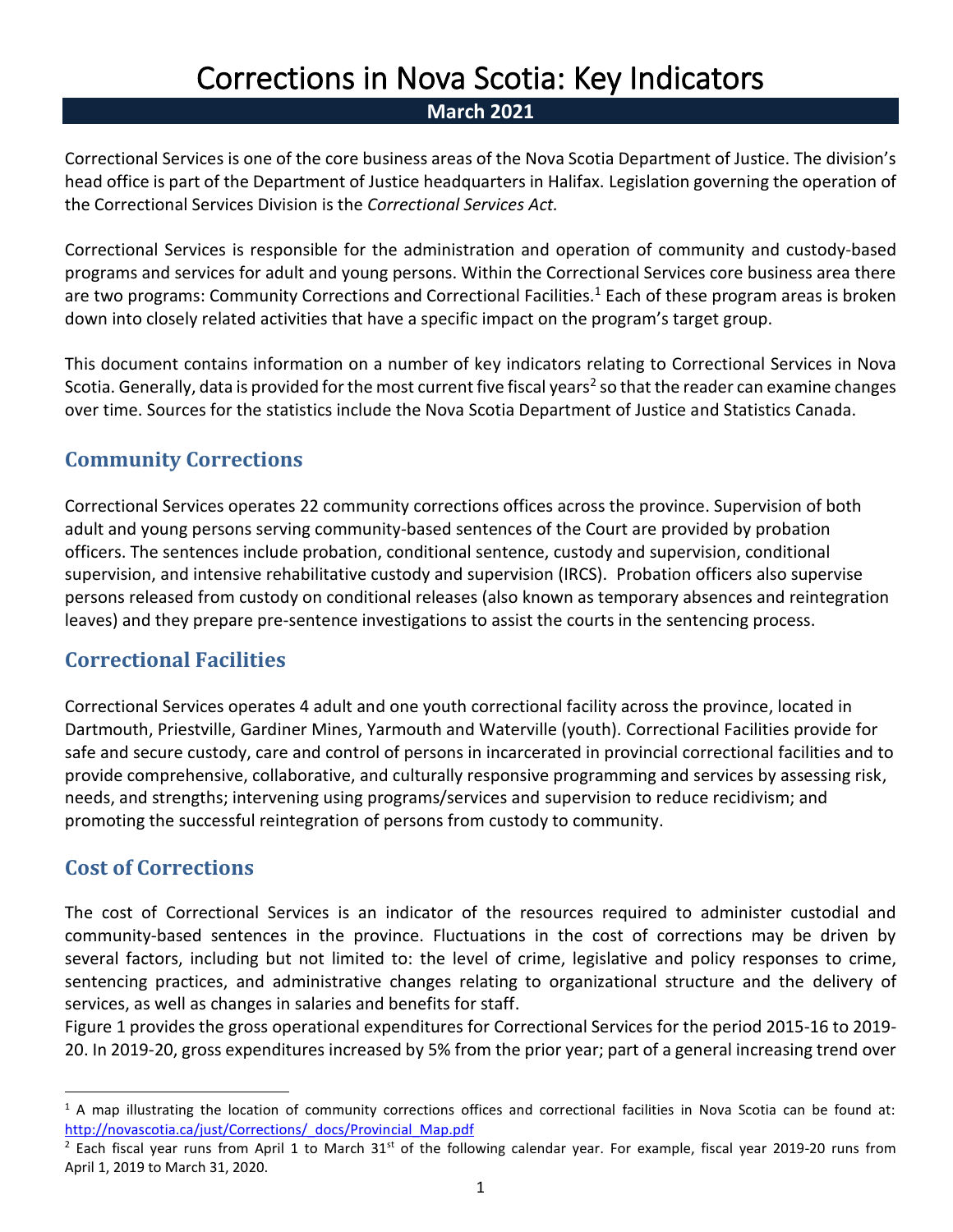# Corrections in Nova Scotia: Key Indicators

**March 2021**

Correctional Services is one of the core business areas of the Nova Scotia Department of Justice. The division's head office is part of the Department of Justice headquarters in Halifax. Legislation governing the operation of the Correctional Services Division is the *Correctional Services Act.*

Correctional Services is responsible for the administration and operation of community and custody-based programs and services for adult and young persons. Within the Correctional Services core business area there are two programs: Community Corrections and Correctional Facilities.[1] Each of these program areas is broken down into closely related activities that have a specific impact on the program's target group.

This document contains information on a number of key indicators relating to Correctional Services in Nova Scotia. Generally, data is provided for the most current five fiscal years[2] so that the reader can examine changes over time. Sources for the statistics include the Nova Scotia Department of Justice and Statistics Canada.

## Community Corrections

Correctional Services operates 22 community corrections offices across the province. Supervision of both adult and young persons serving community-based sentences of the Court are provided by probation officers. The sentences include probation, conditional sentence, custody and supervision, conditional supervision, and intensive rehabilitative custody and supervision (IRCS). Probation officers also supervise persons released from custody on conditional releases (also known as temporary absences and reintegration leaves) and they prepare pre-sentence investigations to assist the courts in the sentencing process.

## Correctional Facilities

Correctional Services operates 4 adult and one youth correctional facility across the province, located in Dartmouth, Priestville, Gardiner Mines, Yarmouth and Waterville (youth). Correctional Facilities provide for safe and secure custody, care and control of persons in incarcerated in provincial correctional facilities and to provide comprehensive, collaborative, and culturally responsive programming and services by assessing risk, needs, and strengths; intervening using programs/services and supervision to reduce recidivism; and promoting the successful reintegration of persons from custody to community.

## Cost of Corrections

The cost of Correctional Services is an indicator of the resources required to administer custodial and community-based sentences in the province. Fluctuations in the cost of corrections may be driven by several factors, including but not limited to: the level of crime, legislative and policy responses to crime, sentencing practices, and administrative changes relating to organizational structure and the delivery of services, as well as changes in salaries and benefits for staff.

Figure 1 provides the gross operational expenditures for Correctional Services for the period 2015-16 to 2019-20. In 2019-20, gross expenditures increased by 5% from the prior year; part of a general increasing trend over

---

[1] A map illustrating the location of community corrections offices and correctional facilities in Nova Scotia can be found at: http://novascotia.ca/just/Corrections/_docs/Provincial_Map.pdf

[2] Each fiscal year runs from April 1 to March 31st of the following calendar year. For example, fiscal year 2019-20 runs from April 1, 2019 to March 31, 2020.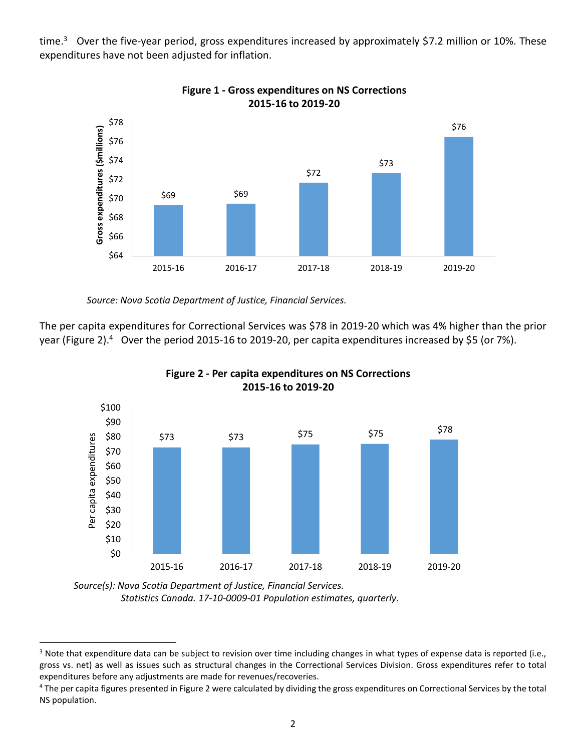time.[3] Over the five-year period, gross expenditures increased by approximately $7.2 million or 10%. These expenditures have not been adjusted for inflation.

**Figure 1 - Gross expenditures on NS Corrections 2015-16 to 2019-20**

| Year | Gross expenditures ($millions) |
|---|---|
| 2015-16 | $69 |
| 2016-17 | $69 |
| 2017-18 | $72 |
| 2018-19 | $73 |
| 2019-20 | $76 |

*Source: Nova Scotia Department of Justice, Financial Services.*

The per capita expenditures for Correctional Services was $78 in 2019-20 which was 4% higher than the prior year (Figure 2).[4] Over the period 2015-16 to 2019-20, per capita expenditures increased by $5 (or 7%).

**Figure 2 - Per capita expenditures on NS Corrections 2015-16 to 2019-20**

| Year | Per capita expenditures |
|---|---|
| 2015-16 | $73 |
| 2016-17 | $73 |
| 2017-18 | $75 |
| 2018-19 | $75 |
| 2019-20 | $78 |

*Source(s): Nova Scotia Department of Justice, Financial Services.*
*Statistics Canada. 17-10-0009-01 Population estimates, quarterly.*

---

[3] Note that expenditure data can be subject to revision over time including changes in what types of expense data is reported (i.e., gross vs. net) as well as issues such as structural changes in the Correctional Services Division. Gross expenditures refer to total expenditures before any adjustments are made for revenues/recoveries.

[4] The per capita figures presented in Figure 2 were calculated by dividing the gross expenditures on Correctional Services by the total NS population.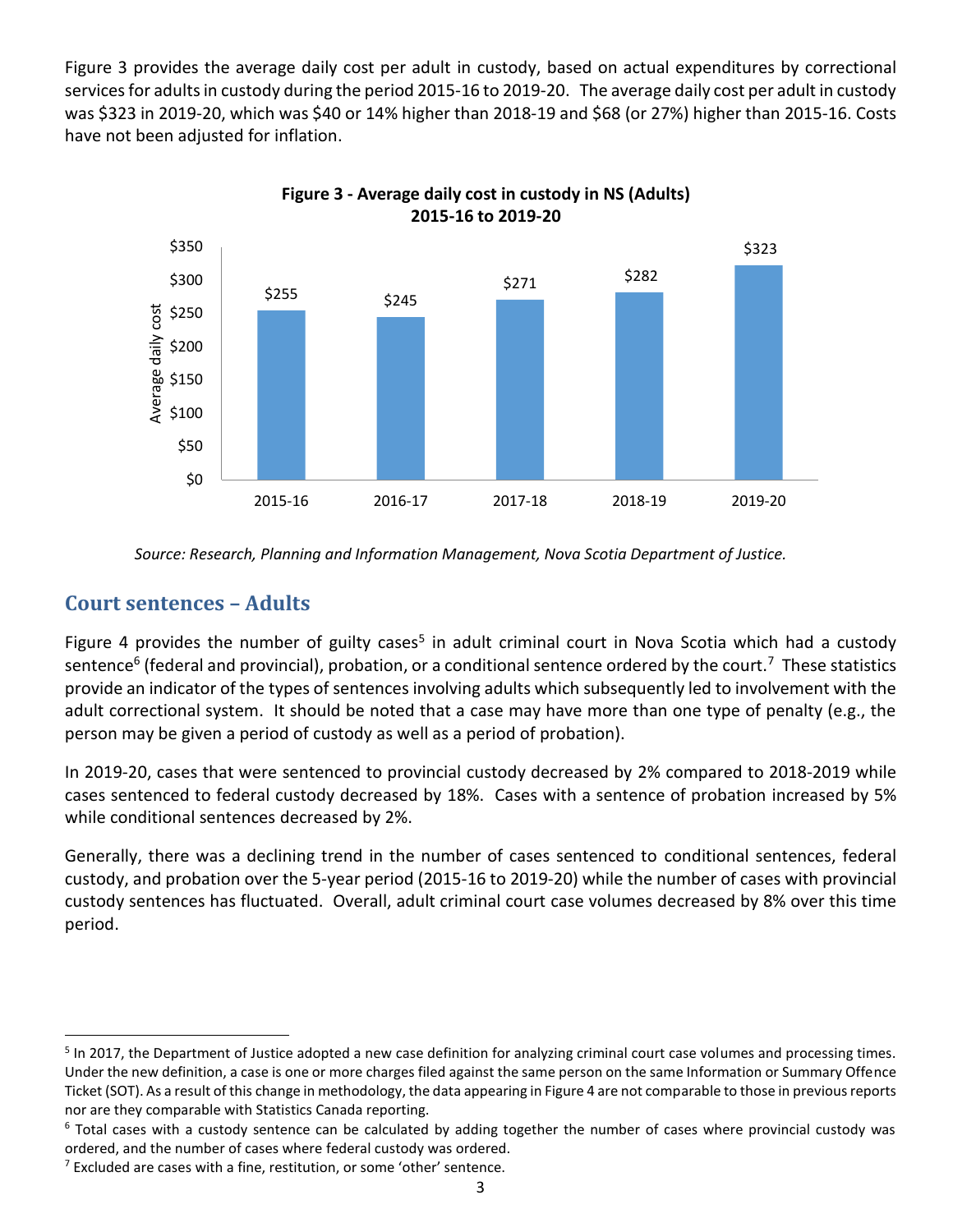Figure 3 provides the average daily cost per adult in custody, based on actual expenditures by correctional services for adults in custody during the period 2015-16 to 2019-20. The average daily cost per adult in custody was $323 in 2019-20, which was $40 or 14% higher than 2018-19 and $68 (or 27%) higher than 2015-16. Costs have not been adjusted for inflation.

**Figure 3 - Average daily cost in custody in NS (Adults) 2015-16 to 2019-20**

| Year | Average daily cost |
|---|---|
| 2015-16 | $255 |
| 2016-17 | $245 |
| 2017-18 | $271 |
| 2018-19 | $282 |
| 2019-20 | $323 |

*Source: Research, Planning and Information Management, Nova Scotia Department of Justice.*

## Court sentences – Adults

Figure 4 provides the number of guilty cases[5] in adult criminal court in Nova Scotia which had a custody sentence[6] (federal and provincial), probation, or a conditional sentence ordered by the court.[7] These statistics provide an indicator of the types of sentences involving adults which subsequently led to involvement with the adult correctional system. It should be noted that a case may have more than one type of penalty (e.g., the person may be given a period of custody as well as a period of probation).

In 2019-20, cases that were sentenced to provincial custody decreased by 2% compared to 2018-2019 while cases sentenced to federal custody decreased by 18%. Cases with a sentence of probation increased by 5% while conditional sentences decreased by 2%.

Generally, there was a declining trend in the number of cases sentenced to conditional sentences, federal custody, and probation over the 5-year period (2015-16 to 2019-20) while the number of cases with provincial custody sentences has fluctuated. Overall, adult criminal court case volumes decreased by 8% over this time period.

---

[5] In 2017, the Department of Justice adopted a new case definition for analyzing criminal court case volumes and processing times. Under the new definition, a case is one or more charges filed against the same person on the same Information or Summary Offence Ticket (SOT). As a result of this change in methodology, the data appearing in Figure 4 are not comparable to those in previous reports nor are they comparable with Statistics Canada reporting.

[6] Total cases with a custody sentence can be calculated by adding together the number of cases where provincial custody was ordered, and the number of cases where federal custody was ordered.

[7] Excluded are cases with a fine, restitution, or some 'other' sentence.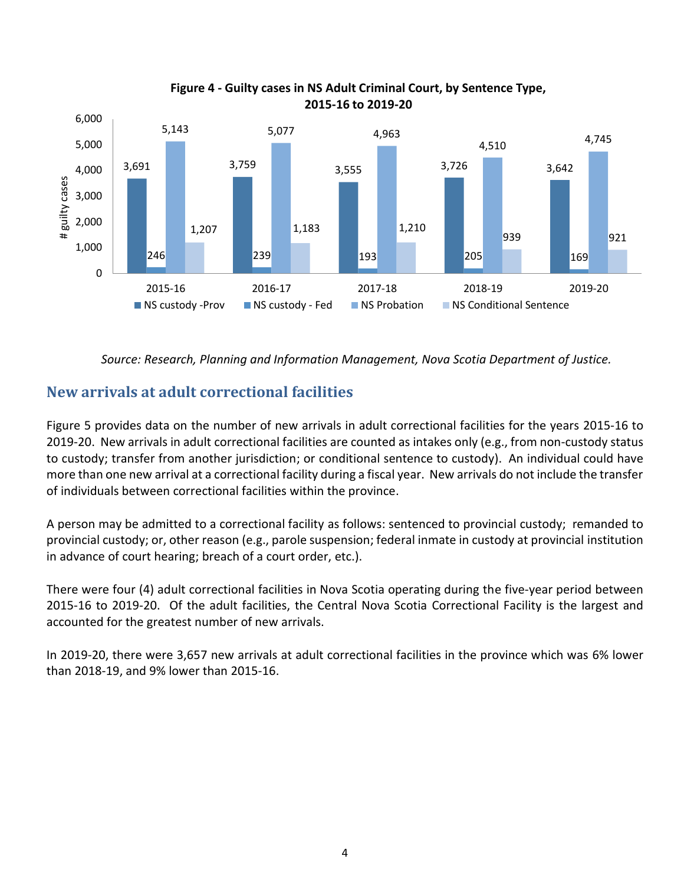**Figure 4 - Guilty cases in NS Adult Criminal Court, by Sentence Type, 2015-16 to 2019-20**

| # guilty cases | 2015-16 | 2016-17 | 2017-18 | 2018-19 | 2019-20 |
|---|---|---|---|---|---|
| NS custody -Prov | 3,691 | 3,759 | 3,555 | 3,726 | 3,642 |
| NS custody - Fed | 246 | 239 | 193 | 205 | 169 |
| NS Probation | 5,143 | 5,077 | 4,963 | 4,510 | 4,745 |
| NS Conditional Sentence | 1,207 | 1,183 | 1,210 | 939 | 921 |

*Source: Research, Planning and Information Management, Nova Scotia Department of Justice.*

## New arrivals at adult correctional facilities

Figure 5 provides data on the number of new arrivals in adult correctional facilities for the years 2015-16 to 2019-20. New arrivals in adult correctional facilities are counted as intakes only (e.g., from non-custody status to custody; transfer from another jurisdiction; or conditional sentence to custody). An individual could have more than one new arrival at a correctional facility during a fiscal year. New arrivals do not include the transfer of individuals between correctional facilities within the province.

A person may be admitted to a correctional facility as follows: sentenced to provincial custody; remanded to provincial custody; or, other reason (e.g., parole suspension; federal inmate in custody at provincial institution in advance of court hearing; breach of a court order, etc.).

There were four (4) adult correctional facilities in Nova Scotia operating during the five-year period between 2015-16 to 2019-20. Of the adult facilities, the Central Nova Scotia Correctional Facility is the largest and accounted for the greatest number of new arrivals.

In 2019-20, there were 3,657 new arrivals at adult correctional facilities in the province which was 6% lower than 2018-19, and 9% lower than 2015-16.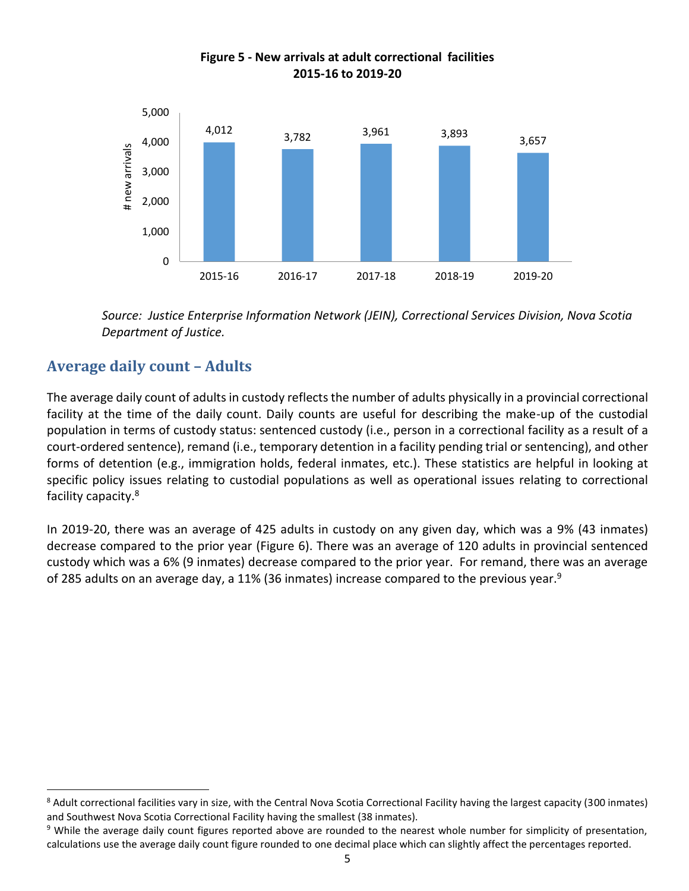**Figure 5 - New arrivals at adult correctional facilities 2015-16 to 2019-20**

| | 2015-16 | 2016-17 | 2017-18 | 2018-19 | 2019-20 |
|---|---|---|---|---|---|
| # new arrivals | 4,012 | 3,782 | 3,961 | 3,893 | 3,657 |

*Source: Justice Enterprise Information Network (JEIN), Correctional Services Division, Nova Scotia Department of Justice.*

## Average daily count – Adults

The average daily count of adults in custody reflects the number of adults physically in a provincial correctional facility at the time of the daily count. Daily counts are useful for describing the make-up of the custodial population in terms of custody status: sentenced custody (i.e., person in a correctional facility as a result of a court-ordered sentence), remand (i.e., temporary detention in a facility pending trial or sentencing), and other forms of detention (e.g., immigration holds, federal inmates, etc.). These statistics are helpful in looking at specific policy issues relating to custodial populations as well as operational issues relating to correctional facility capacity.[8]

In 2019-20, there was an average of 425 adults in custody on any given day, which was a 9% (43 inmates) decrease compared to the prior year (Figure 6). There was an average of 120 adults in provincial sentenced custody which was a 6% (9 inmates) decrease compared to the prior year. For remand, there was an average of 285 adults on an average day, a 11% (36 inmates) increase compared to the previous year.[9]

[8] Adult correctional facilities vary in size, with the Central Nova Scotia Correctional Facility having the largest capacity (300 inmates) and Southwest Nova Scotia Correctional Facility having the smallest (38 inmates).

[9] While the average daily count figures reported above are rounded to the nearest whole number for simplicity of presentation, calculations use the average daily count figure rounded to one decimal place which can slightly affect the percentages reported.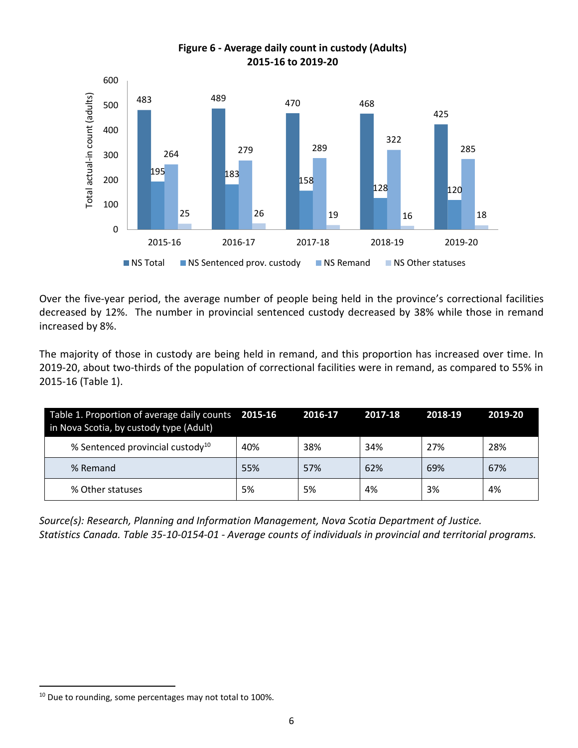**Figure 6 - Average daily count in custody (Adults) 2015-16 to 2019-20**

| | 2015-16 | 2016-17 | 2017-18 | 2018-19 | 2019-20 |
|---|---|---|---|---|---|
| NS Total | 483 | 489 | 470 | 468 | 425 |
| NS Sentenced prov. custody | 195 | 183 | 158 | 128 | 120 |
| NS Remand | 264 | 279 | 289 | 322 | 285 |
| NS Other statuses | 25 | 26 | 19 | 16 | 18 |

Over the five-year period, the average number of people being held in the province's correctional facilities decreased by 12%. The number in provincial sentenced custody decreased by 38% while those in remand increased by 8%.

The majority of those in custody are being held in remand, and this proportion has increased over time. In 2019-20, about two-thirds of the population of correctional facilities were in remand, as compared to 55% in 2015-16 (Table 1).

| Table 1. Proportion of average daily counts in Nova Scotia, by custody type (Adult) | 2015-16 | 2016-17 | 2017-18 | 2018-19 | 2019-20 |
|---|---|---|---|---|---|
| % Sentenced provincial custody[10] | 40% | 38% | 34% | 27% | 28% |
| % Remand | 55% | 57% | 62% | 69% | 67% |
| % Other statuses | 5% | 5% | 4% | 3% | 4% |

*Source(s): Research, Planning and Information Management, Nova Scotia Department of Justice. Statistics Canada. Table 35-10-0154-01 - Average counts of individuals in provincial and territorial programs.*

[10] Due to rounding, some percentages may not total to 100%.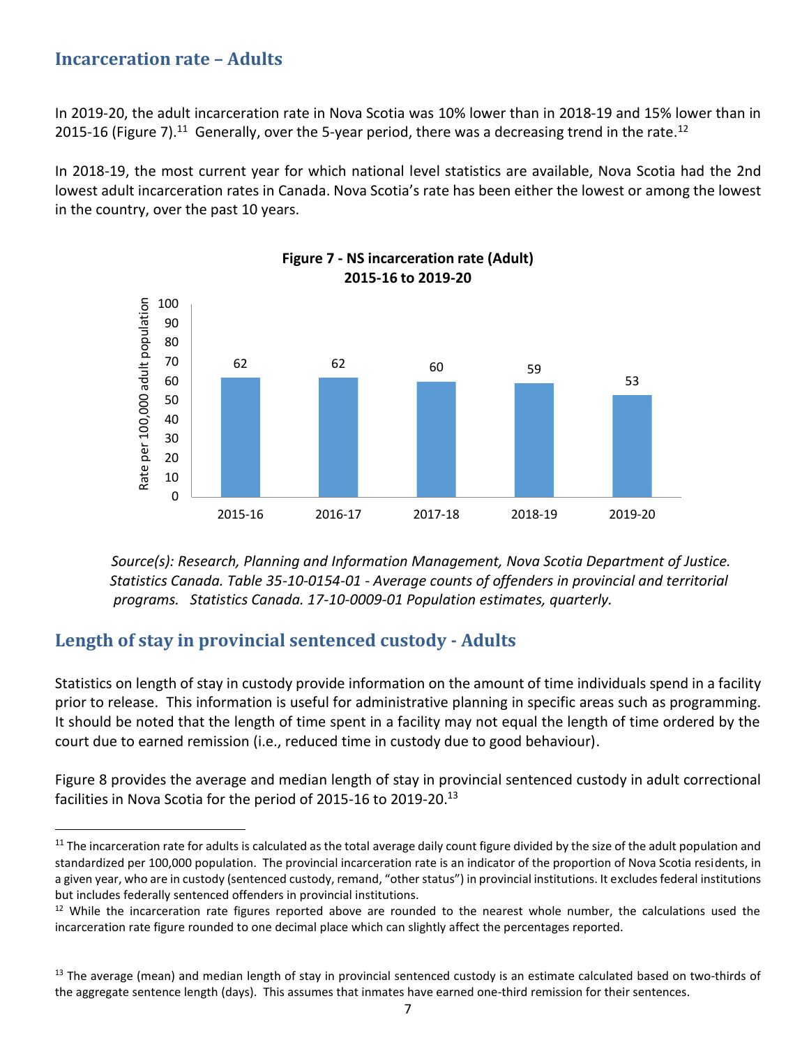## Incarceration rate – Adults

In 2019-20, the adult incarceration rate in Nova Scotia was 10% lower than in 2018-19 and 15% lower than in 2015-16 (Figure 7).[11] Generally, over the 5-year period, there was a decreasing trend in the rate.[12]

In 2018-19, the most current year for which national level statistics are available, Nova Scotia had the 2nd lowest adult incarceration rates in Canada. Nova Scotia's rate has been either the lowest or among the lowest in the country, over the past 10 years.

**Figure 7 - NS incarceration rate (Adult) 2015-16 to 2019-20**

| Year | Rate per 100,000 adult population |
|---|---|
| 2015-16 | 62 |
| 2016-17 | 62 |
| 2017-18 | 60 |
| 2018-19 | 59 |
| 2019-20 | 53 |

*Source(s): Research, Planning and Information Management, Nova Scotia Department of Justice. Statistics Canada. Table 35-10-0154-01 - Average counts of offenders in provincial and territorial programs. Statistics Canada. 17-10-0009-01 Population estimates, quarterly.*

## Length of stay in provincial sentenced custody - Adults

Statistics on length of stay in custody provide information on the amount of time individuals spend in a facility prior to release. This information is useful for administrative planning in specific areas such as programming. It should be noted that the length of time spent in a facility may not equal the length of time ordered by the court due to earned remission (i.e., reduced time in custody due to good behaviour).

Figure 8 provides the average and median length of stay in provincial sentenced custody in adult correctional facilities in Nova Scotia for the period of 2015-16 to 2019-20.[13]

---

[11] The incarceration rate for adults is calculated as the total average daily count figure divided by the size of the adult population and standardized per 100,000 population. The provincial incarceration rate is an indicator of the proportion of Nova Scotia residents, in a given year, who are in custody (sentenced custody, remand, "other status") in provincial institutions. It excludes federal institutions but includes federally sentenced offenders in provincial institutions.

[12] While the incarceration rate figures reported above are rounded to the nearest whole number, the calculations used the incarceration rate figure rounded to one decimal place which can slightly affect the percentages reported.

[13] The average (mean) and median length of stay in provincial sentenced custody is an estimate calculated based on two-thirds of the aggregate sentence length (days). This assumes that inmates have earned one-third remission for their sentences.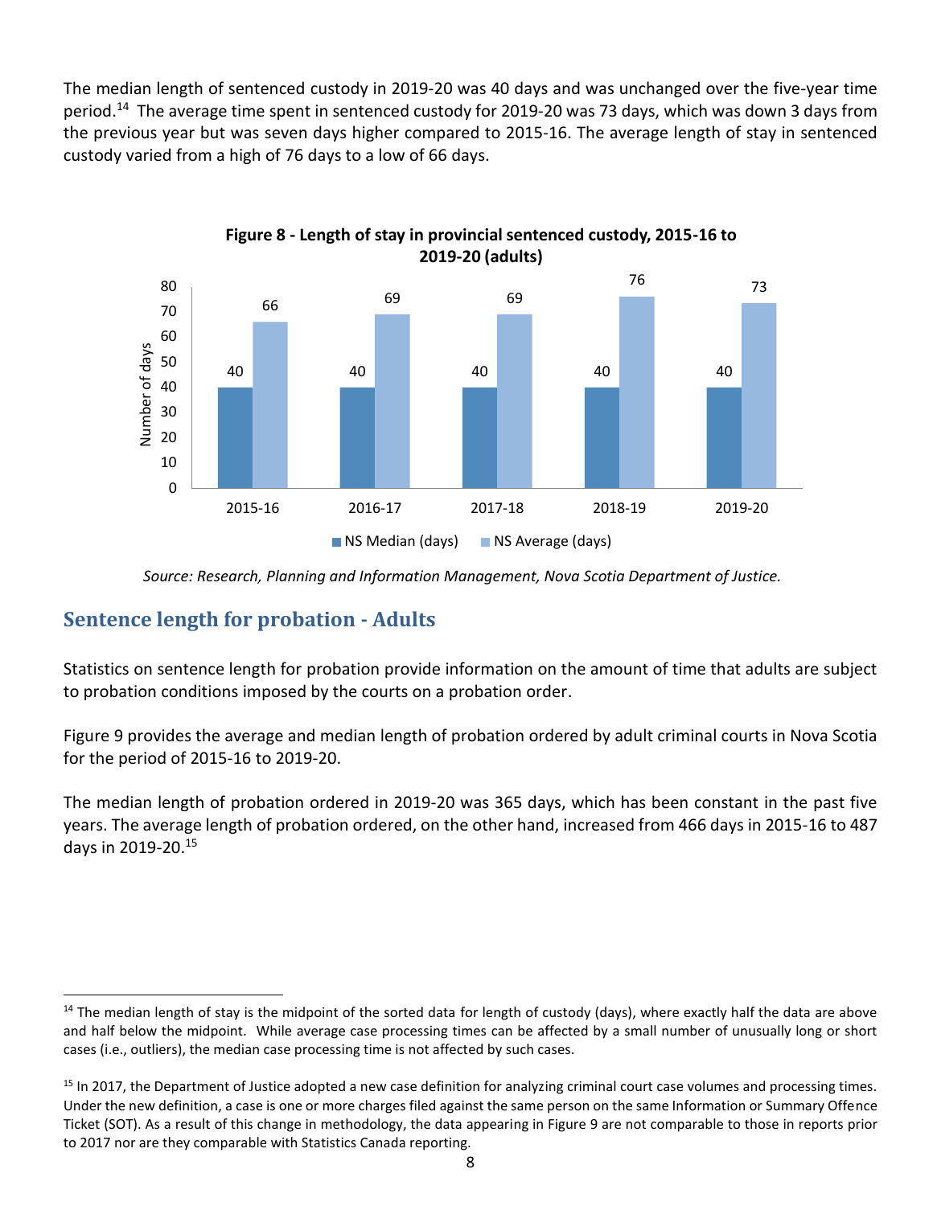The median length of sentenced custody in 2019-20 was 40 days and was unchanged over the five-year time period.[14] The average time spent in sentenced custody for 2019-20 was 73 days, which was down 3 days from the previous year but was seven days higher compared to 2015-16. The average length of stay in sentenced custody varied from a high of 76 days to a low of 66 days.

**Figure 8 - Length of stay in provincial sentenced custody, 2015-16 to 2019-20 (adults)**

| | 2015-16 | 2016-17 | 2017-18 | 2018-19 | 2019-20 |
|---|---|---|---|---|---|
| NS Median (days) | 40 | 40 | 40 | 40 | 40 |
| NS Average (days) | 66 | 69 | 69 | 76 | 73 |

*Source: Research, Planning and Information Management, Nova Scotia Department of Justice.*

## Sentence length for probation - Adults

Statistics on sentence length for probation provide information on the amount of time that adults are subject to probation conditions imposed by the courts on a probation order.

Figure 9 provides the average and median length of probation ordered by adult criminal courts in Nova Scotia for the period of 2015-16 to 2019-20.

The median length of probation ordered in 2019-20 was 365 days, which has been constant in the past five years. The average length of probation ordered, on the other hand, increased from 466 days in 2015-16 to 487 days in 2019-20.[15]

---

[14] The median length of stay is the midpoint of the sorted data for length of custody (days), where exactly half the data are above and half below the midpoint. While average case processing times can be affected by a small number of unusually long or short cases (i.e., outliers), the median case processing time is not affected by such cases.

[15] In 2017, the Department of Justice adopted a new case definition for analyzing criminal court case volumes and processing times. Under the new definition, a case is one or more charges filed against the same person on the same Information or Summary Offence Ticket (SOT). As a result of this change in methodology, the data appearing in Figure 9 are not comparable to those in reports prior to 2017 nor are they comparable with Statistics Canada reporting.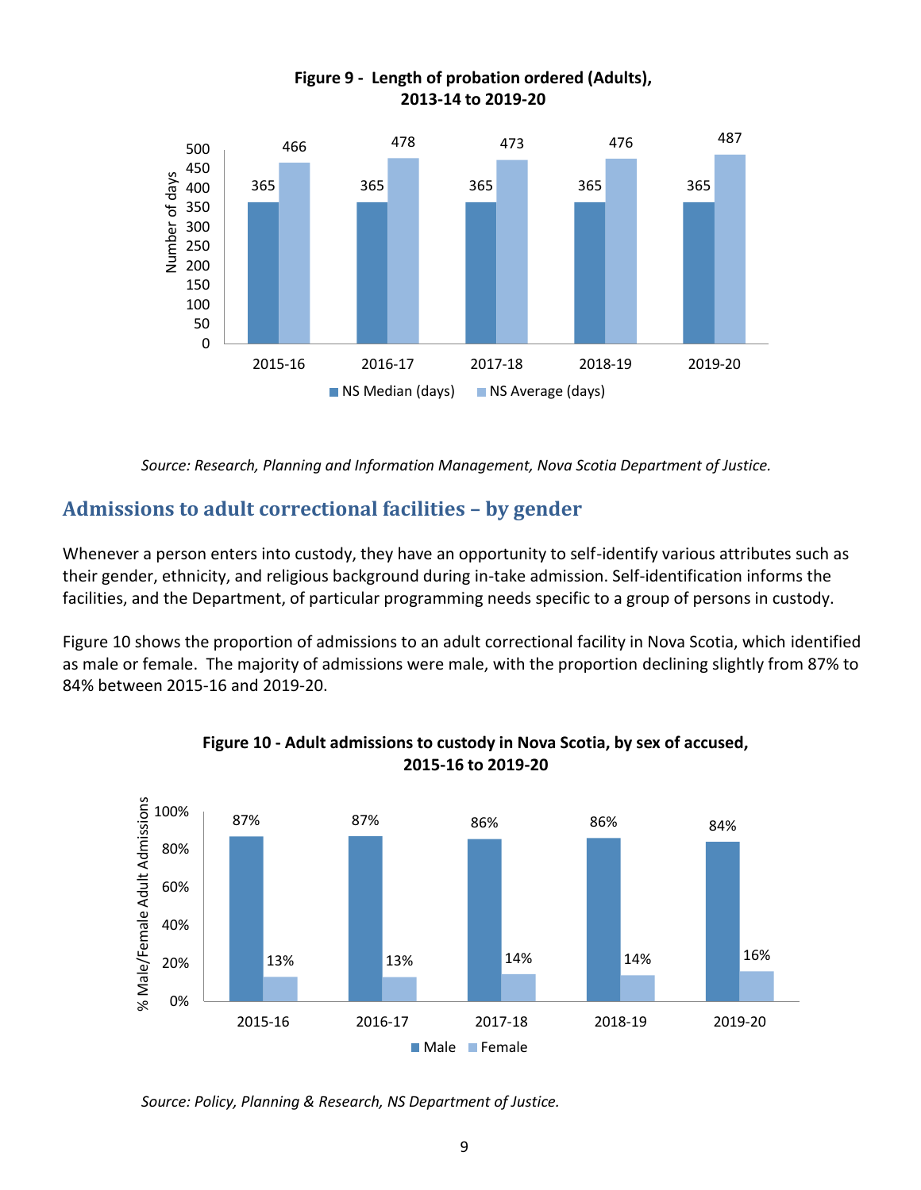**Figure 9 - Length of probation ordered (Adults), 2013-14 to 2019-20**

| | 2015-16 | 2016-17 | 2017-18 | 2018-19 | 2019-20 |
|---|---|---|---|---|---|
| NS Median (days) | 365 | 365 | 365 | 365 | 365 |
| NS Average (days) | 466 | 478 | 473 | 476 | 487 |

*Source: Research, Planning and Information Management, Nova Scotia Department of Justice.*

## Admissions to adult correctional facilities – by gender

Whenever a person enters into custody, they have an opportunity to self-identify various attributes such as their gender, ethnicity, and religious background during in-take admission. Self-identification informs the facilities, and the Department, of particular programming needs specific to a group of persons in custody.

Figure 10 shows the proportion of admissions to an adult correctional facility in Nova Scotia, which identified as male or female. The majority of admissions were male, with the proportion declining slightly from 87% to 84% between 2015-16 and 2019-20.

**Figure 10 - Adult admissions to custody in Nova Scotia, by sex of accused, 2015-16 to 2019-20**

| | 2015-16 | 2016-17 | 2017-18 | 2018-19 | 2019-20 |
|---|---|---|---|---|---|
| Male | 87% | 87% | 86% | 86% | 84% |
| Female | 13% | 13% | 14% | 14% | 16% |

*Source: Policy, Planning & Research, NS Department of Justice.*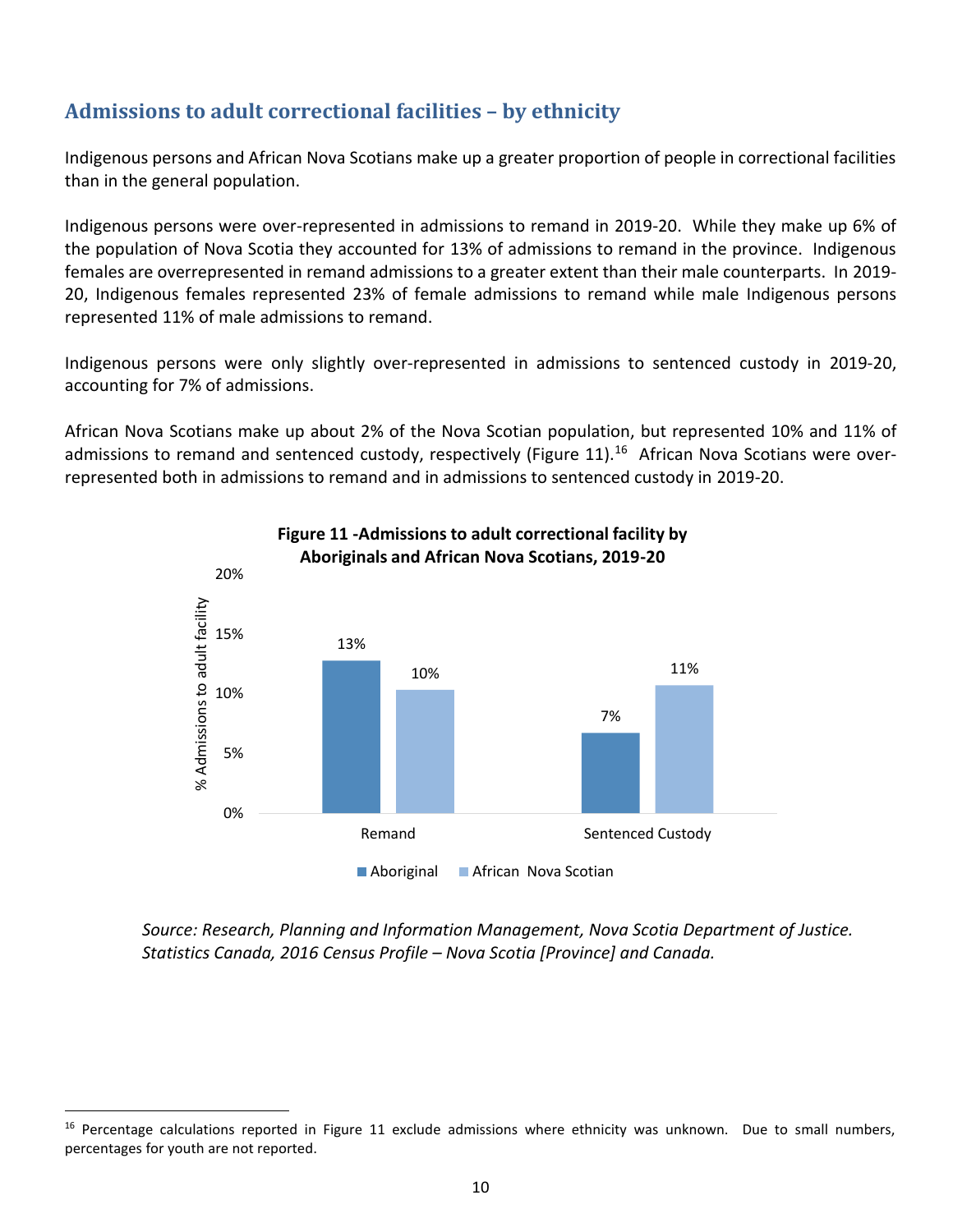## Admissions to adult correctional facilities – by ethnicity

Indigenous persons and African Nova Scotians make up a greater proportion of people in correctional facilities than in the general population.

Indigenous persons were over-represented in admissions to remand in 2019-20. While they make up 6% of the population of Nova Scotia they accounted for 13% of admissions to remand in the province. Indigenous females are overrepresented in remand admissions to a greater extent than their male counterparts. In 2019-20, Indigenous females represented 23% of female admissions to remand while male Indigenous persons represented 11% of male admissions to remand.

Indigenous persons were only slightly over-represented in admissions to sentenced custody in 2019-20, accounting for 7% of admissions.

African Nova Scotians make up about 2% of the Nova Scotian population, but represented 10% and 11% of admissions to remand and sentenced custody, respectively (Figure 11).[16] African Nova Scotians were over-represented both in admissions to remand and in admissions to sentenced custody in 2019-20.

**Figure 11 -Admissions to adult correctional facility by Aboriginals and African Nova Scotians, 2019-20**

| % Admissions to adult facility | Aboriginal | African Nova Scotian |
|---|---|---|
| Remand | 13% | 10% |
| Sentenced Custody | 7% | 11% |

*Source: Research, Planning and Information Management, Nova Scotia Department of Justice. Statistics Canada, 2016 Census Profile – Nova Scotia [Province] and Canada.*

[16] Percentage calculations reported in Figure 11 exclude admissions where ethnicity was unknown. Due to small numbers, percentages for youth are not reported.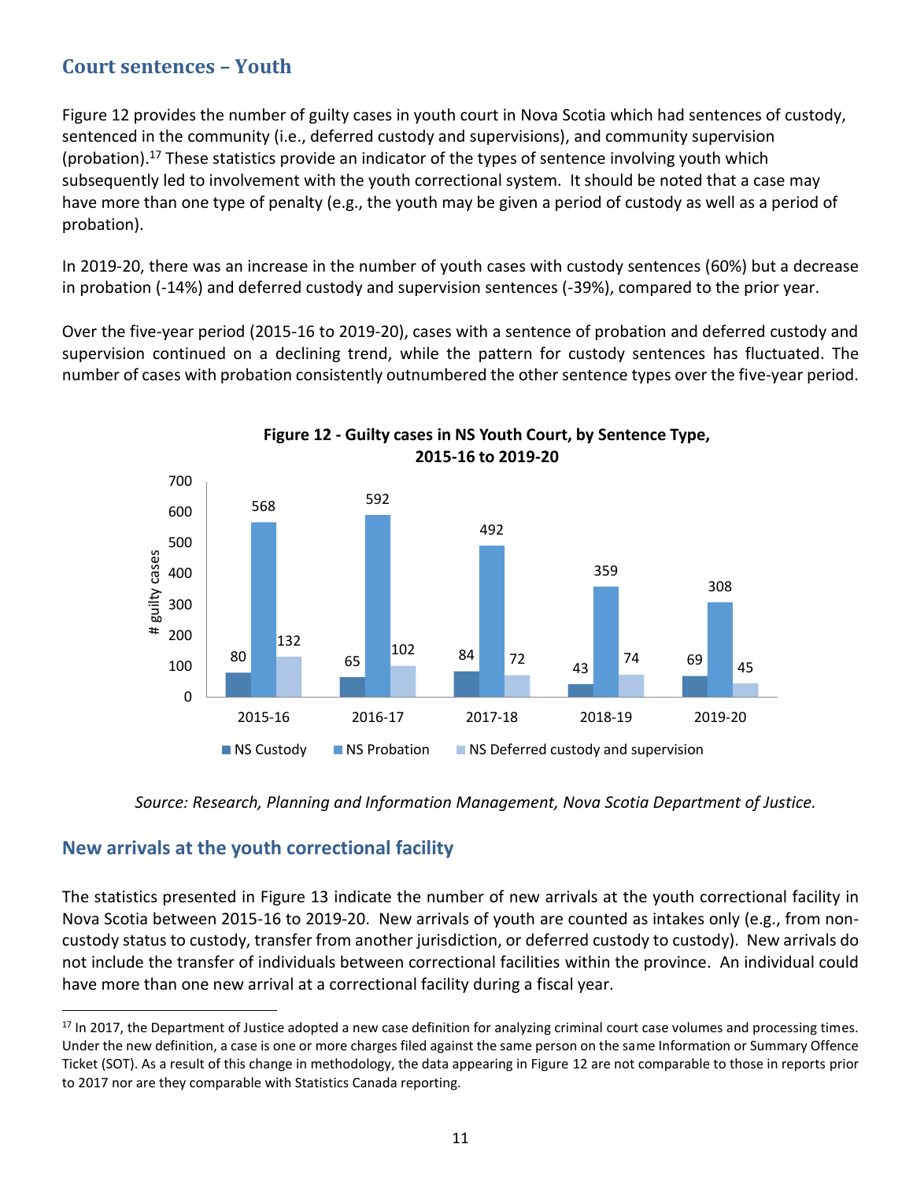## Court sentences – Youth

Figure 12 provides the number of guilty cases in youth court in Nova Scotia which had sentences of custody, sentenced in the community (i.e., deferred custody and supervisions), and community supervision (probation).[17] These statistics provide an indicator of the types of sentence involving youth which subsequently led to involvement with the youth correctional system. It should be noted that a case may have more than one type of penalty (e.g., the youth may be given a period of custody as well as a period of probation).

In 2019-20, there was an increase in the number of youth cases with custody sentences (60%) but a decrease in probation (-14%) and deferred custody and supervision sentences (-39%), compared to the prior year.

Over the five-year period (2015-16 to 2019-20), cases with a sentence of probation and deferred custody and supervision continued on a declining trend, while the pattern for custody sentences has fluctuated. The number of cases with probation consistently outnumbered the other sentence types over the five-year period.

**Figure 12 - Guilty cases in NS Youth Court, by Sentence Type, 2015-16 to 2019-20**

| # guilty cases | 2015-16 | 2016-17 | 2017-18 | 2018-19 | 2019-20 |
|---|---|---|---|---|---|
| NS Custody | 80 | 65 | 84 | 43 | 69 |
| NS Probation | 568 | 592 | 492 | 359 | 308 |
| NS Deferred custody and supervision | 132 | 102 | 72 | 74 | 45 |

*Source: Research, Planning and Information Management, Nova Scotia Department of Justice.*

## New arrivals at the youth correctional facility

The statistics presented in Figure 13 indicate the number of new arrivals at the youth correctional facility in Nova Scotia between 2015-16 to 2019-20. New arrivals of youth are counted as intakes only (e.g., from non-custody status to custody, transfer from another jurisdiction, or deferred custody to custody). New arrivals do not include the transfer of individuals between correctional facilities within the province. An individual could have more than one new arrival at a correctional facility during a fiscal year.

---

[17] In 2017, the Department of Justice adopted a new case definition for analyzing criminal court case volumes and processing times. Under the new definition, a case is one or more charges filed against the same person on the same Information or Summary Offence Ticket (SOT). As a result of this change in methodology, the data appearing in Figure 12 are not comparable to those in reports prior to 2017 nor are they comparable with Statistics Canada reporting.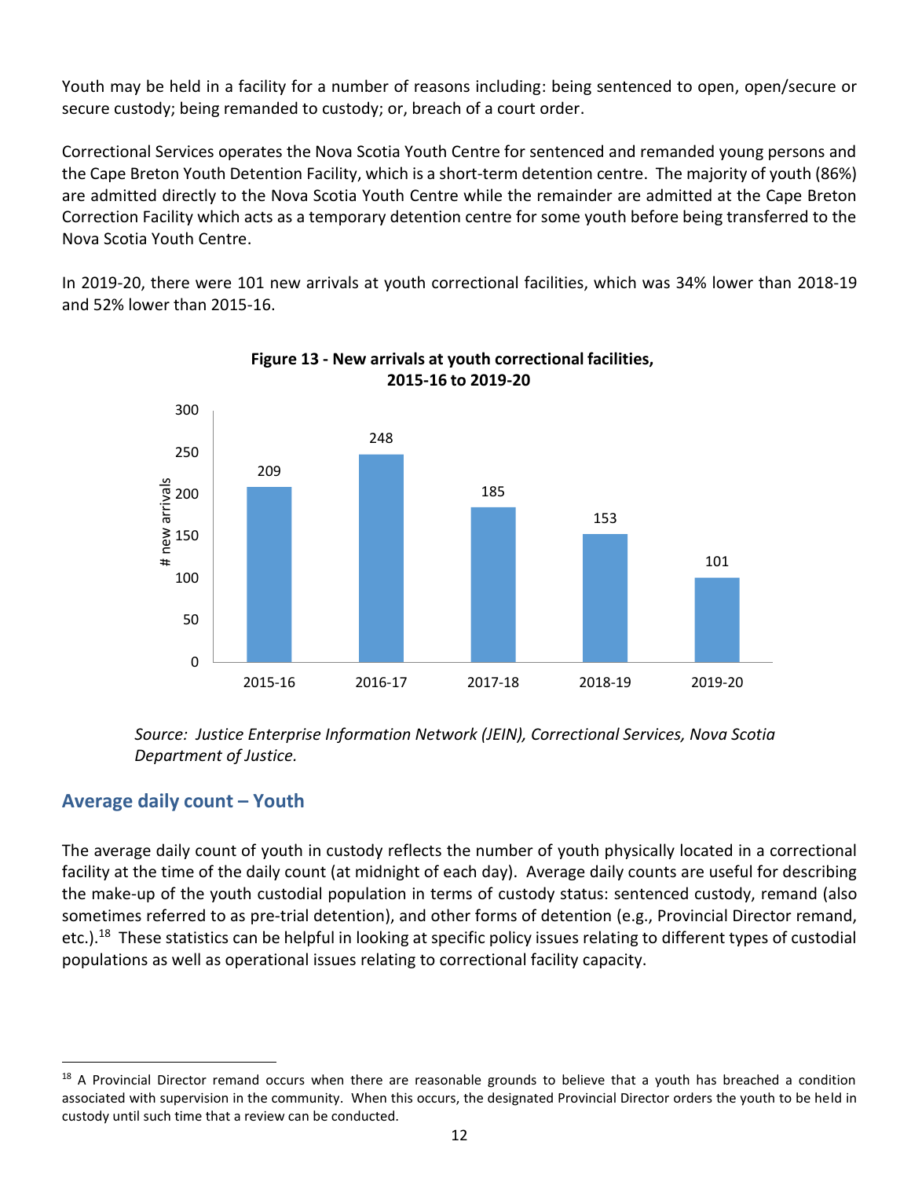Youth may be held in a facility for a number of reasons including: being sentenced to open, open/secure or secure custody; being remanded to custody; or, breach of a court order.

Correctional Services operates the Nova Scotia Youth Centre for sentenced and remanded young persons and the Cape Breton Youth Detention Facility, which is a short-term detention centre. The majority of youth (86%) are admitted directly to the Nova Scotia Youth Centre while the remainder are admitted at the Cape Breton Correction Facility which acts as a temporary detention centre for some youth before being transferred to the Nova Scotia Youth Centre.

In 2019-20, there were 101 new arrivals at youth correctional facilities, which was 34% lower than 2018-19 and 52% lower than 2015-16.

**Figure 13 - New arrivals at youth correctional facilities, 2015-16 to 2019-20**

| Year | # new arrivals |
|---|---|
| 2015-16 | 209 |
| 2016-17 | 248 |
| 2017-18 | 185 |
| 2018-19 | 153 |
| 2019-20 | 101 |

*Source: Justice Enterprise Information Network (JEIN), Correctional Services, Nova Scotia Department of Justice.*

## Average daily count – Youth

The average daily count of youth in custody reflects the number of youth physically located in a correctional facility at the time of the daily count (at midnight of each day). Average daily counts are useful for describing the make-up of the youth custodial population in terms of custody status: sentenced custody, remand (also sometimes referred to as pre-trial detention), and other forms of detention (e.g., Provincial Director remand, etc.).[18] These statistics can be helpful in looking at specific policy issues relating to different types of custodial populations as well as operational issues relating to correctional facility capacity.

[18] A Provincial Director remand occurs when there are reasonable grounds to believe that a youth has breached a condition associated with supervision in the community. When this occurs, the designated Provincial Director orders the youth to be held in custody until such time that a review can be conducted.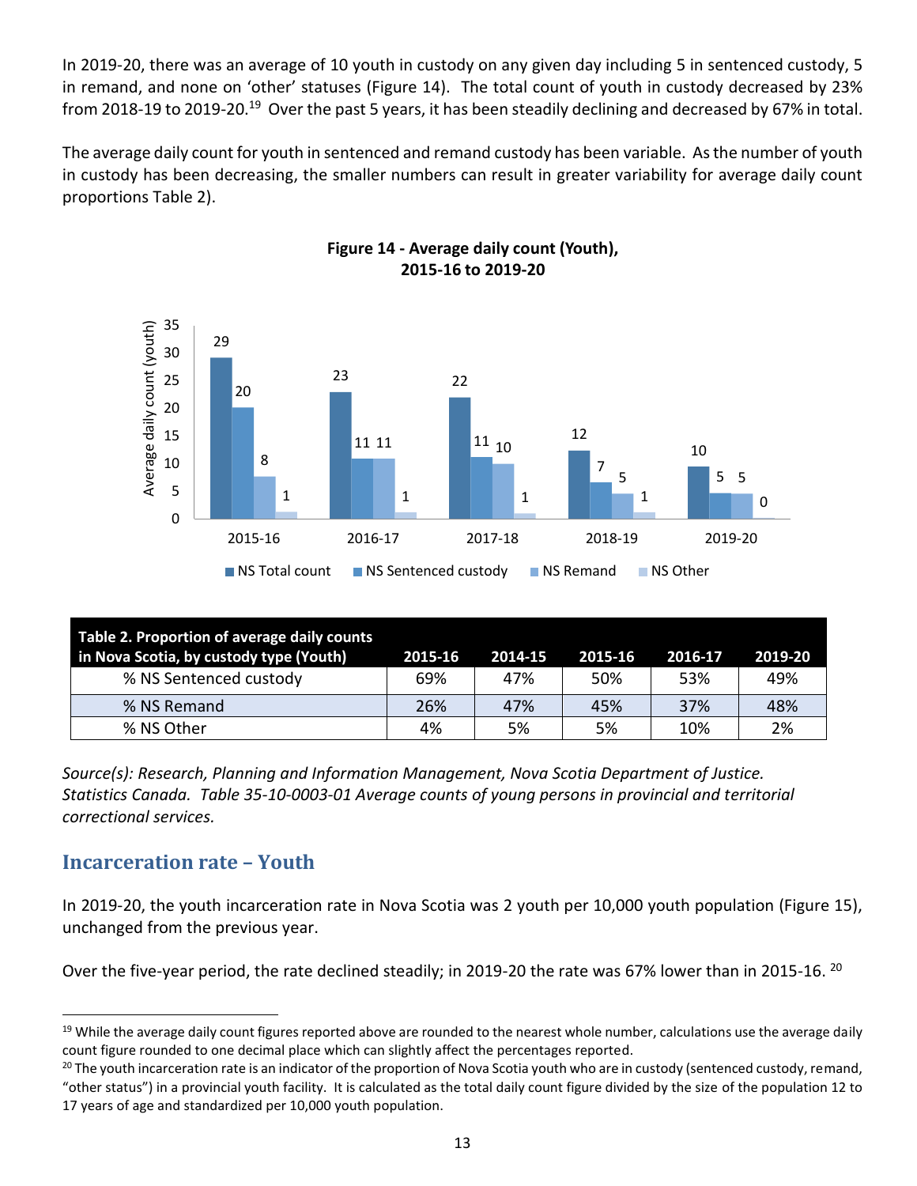In 2019-20, there was an average of 10 youth in custody on any given day including 5 in sentenced custody, 5 in remand, and none on 'other' statuses (Figure 14). The total count of youth in custody decreased by 23% from 2018-19 to 2019-20.[19] Over the past 5 years, it has been steadily declining and decreased by 67% in total.

The average daily count for youth in sentenced and remand custody has been variable. As the number of youth in custody has been decreasing, the smaller numbers can result in greater variability for average daily count proportions Table 2).

**Figure 14 - Average daily count (Youth), 2015-16 to 2019-20**

| | NS Total count | NS Sentenced custody | NS Remand | NS Other |
|---|---|---|---|---|
| 2015-16 | 29 | 20 | 8 | 1 |
| 2016-17 | 23 | 11 | 11 | 1 |
| 2017-18 | 22 | 11 | 10 | 1 |
| 2018-19 | 12 | 7 | 5 | 1 |
| 2019-20 | 10 | 5 | 5 | 0 |

| Table 2. Proportion of average daily counts in Nova Scotia, by custody type (Youth) | 2015-16 | 2014-15 | 2015-16 | 2016-17 | 2019-20 |
|---|---|---|---|---|---|
| % NS Sentenced custody | 69% | 47% | 50% | 53% | 49% |
| % NS Remand | 26% | 47% | 45% | 37% | 48% |
| % NS Other | 4% | 5% | 5% | 10% | 2% |

*Source(s): Research, Planning and Information Management, Nova Scotia Department of Justice. Statistics Canada. Table 35-10-0003-01 Average counts of young persons in provincial and territorial correctional services.*

## Incarceration rate – Youth

In 2019-20, the youth incarceration rate in Nova Scotia was 2 youth per 10,000 youth population (Figure 15), unchanged from the previous year.

Over the five-year period, the rate declined steadily; in 2019-20 the rate was 67% lower than in 2015-16. [20]

[19] While the average daily count figures reported above are rounded to the nearest whole number, calculations use the average daily count figure rounded to one decimal place which can slightly affect the percentages reported.

[20] The youth incarceration rate is an indicator of the proportion of Nova Scotia youth who are in custody (sentenced custody, remand, "other status") in a provincial youth facility. It is calculated as the total daily count figure divided by the size of the population 12 to 17 years of age and standardized per 10,000 youth population.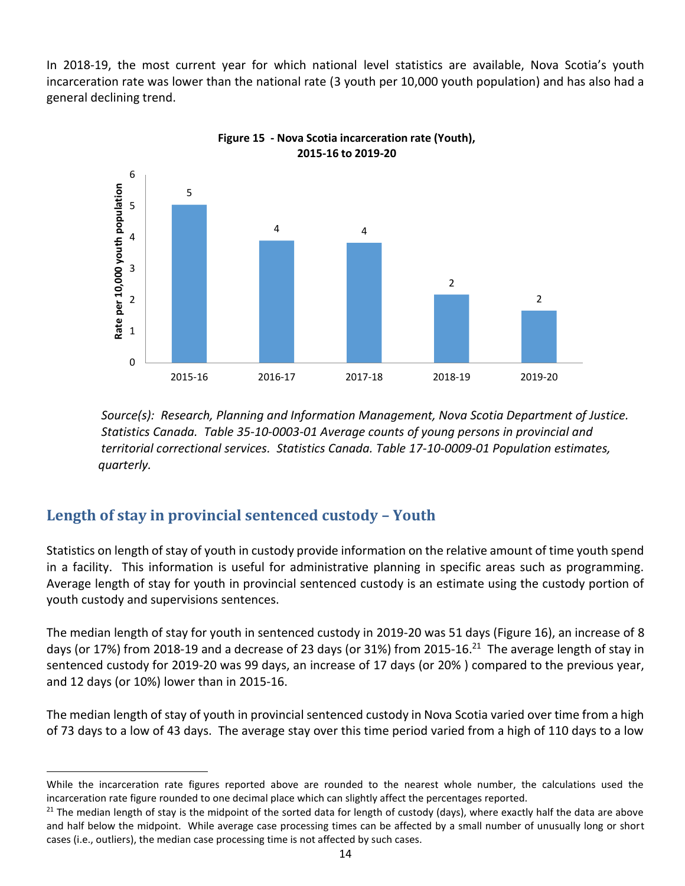In 2018-19, the most current year for which national level statistics are available, Nova Scotia's youth incarceration rate was lower than the national rate (3 youth per 10,000 youth population) and has also had a general declining trend.

**Figure 15 - Nova Scotia incarceration rate (Youth), 2015-16 to 2019-20**

| Year | Rate per 10,000 youth population |
|---|---|
| 2015-16 | 5 |
| 2016-17 | 4 |
| 2017-18 | 4 |
| 2018-19 | 2 |
| 2019-20 | 2 |

*Source(s): Research, Planning and Information Management, Nova Scotia Department of Justice. Statistics Canada. Table 35-10-0003-01 Average counts of young persons in provincial and territorial correctional services. Statistics Canada. Table 17-10-0009-01 Population estimates, quarterly.*

## Length of stay in provincial sentenced custody – Youth

Statistics on length of stay of youth in custody provide information on the relative amount of time youth spend in a facility. This information is useful for administrative planning in specific areas such as programming. Average length of stay for youth in provincial sentenced custody is an estimate using the custody portion of youth custody and supervisions sentences.

The median length of stay for youth in sentenced custody in 2019-20 was 51 days (Figure 16), an increase of 8 days (or 17%) from 2018-19 and a decrease of 23 days (or 31%) from 2015-16.[21] The average length of stay in sentenced custody for 2019-20 was 99 days, an increase of 17 days (or 20% ) compared to the previous year, and 12 days (or 10%) lower than in 2015-16.

The median length of stay of youth in provincial sentenced custody in Nova Scotia varied over time from a high of 73 days to a low of 43 days. The average stay over this time period varied from a high of 110 days to a low

---

While the incarceration rate figures reported above are rounded to the nearest whole number, the calculations used the incarceration rate figure rounded to one decimal place which can slightly affect the percentages reported.

[21] The median length of stay is the midpoint of the sorted data for length of custody (days), where exactly half the data are above and half below the midpoint. While average case processing times can be affected by a small number of unusually long or short cases (i.e., outliers), the median case processing time is not affected by such cases.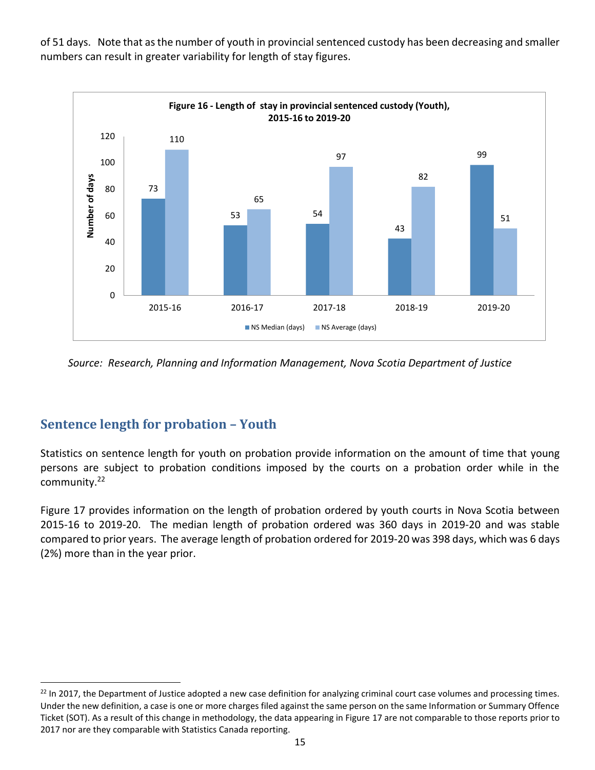of 51 days. Note that as the number of youth in provincial sentenced custody has been decreasing and smaller numbers can result in greater variability for length of stay figures.

**Figure 16 - Length of stay in provincial sentenced custody (Youth), 2015-16 to 2019-20**

| Year | NS Median (days) | NS Average (days) |
|---|---|---|
| 2015-16 | 73 | 110 |
| 2016-17 | 53 | 65 |
| 2017-18 | 54 | 97 |
| 2018-19 | 43 | 82 |
| 2019-20 | 99 | 51 |

*Source: Research, Planning and Information Management, Nova Scotia Department of Justice*

## Sentence length for probation – Youth

Statistics on sentence length for youth on probation provide information on the amount of time that young persons are subject to probation conditions imposed by the courts on a probation order while in the community.[22]

Figure 17 provides information on the length of probation ordered by youth courts in Nova Scotia between 2015-16 to 2019-20. The median length of probation ordered was 360 days in 2019-20 and was stable compared to prior years. The average length of probation ordered for 2019-20 was 398 days, which was 6 days (2%) more than in the year prior.

[22] In 2017, the Department of Justice adopted a new case definition for analyzing criminal court case volumes and processing times. Under the new definition, a case is one or more charges filed against the same person on the same Information or Summary Offence Ticket (SOT). As a result of this change in methodology, the data appearing in Figure 17 are not comparable to those reports prior to 2017 nor are they comparable with Statistics Canada reporting.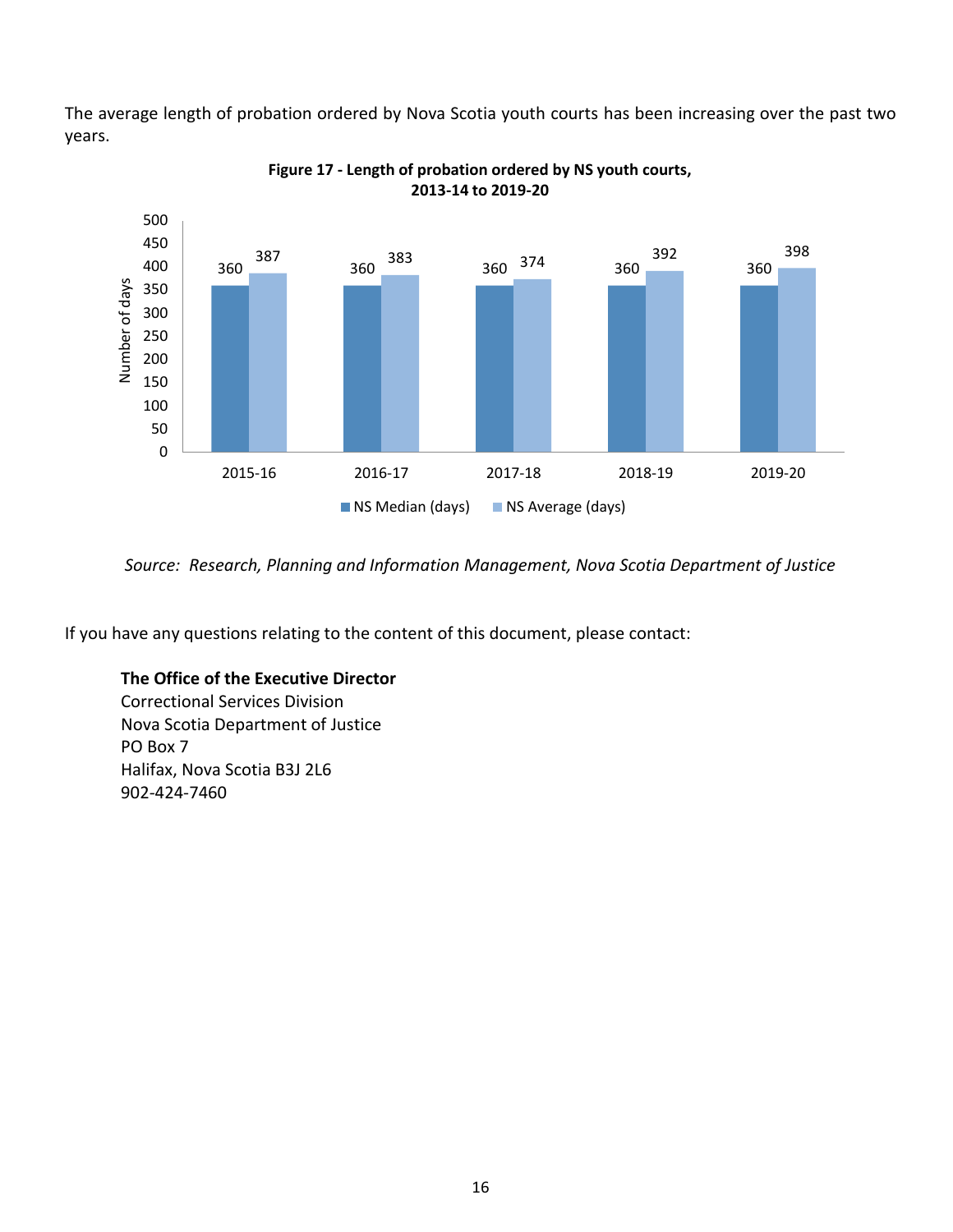The average length of probation ordered by Nova Scotia youth courts has been increasing over the past two years.

**Figure 17 - Length of probation ordered by NS youth courts, 2013-14 to 2019-20**

Number of days

500
450
400
350
300
250
200
150
100
50
0

2015-16: 360, 387
2016-17: 360, 383
2017-18: 360, 374
2018-19: 360, 392
2019-20: 360, 398

NS Median (days)
NS Average (days)

*Source: Research, Planning and Information Management, Nova Scotia Department of Justice*

If you have any questions relating to the content of this document, please contact:

**The Office of the Executive Director**
Correctional Services Division
Nova Scotia Department of Justice
PO Box 7
Halifax, Nova Scotia B3J 2L6
902-424-7460